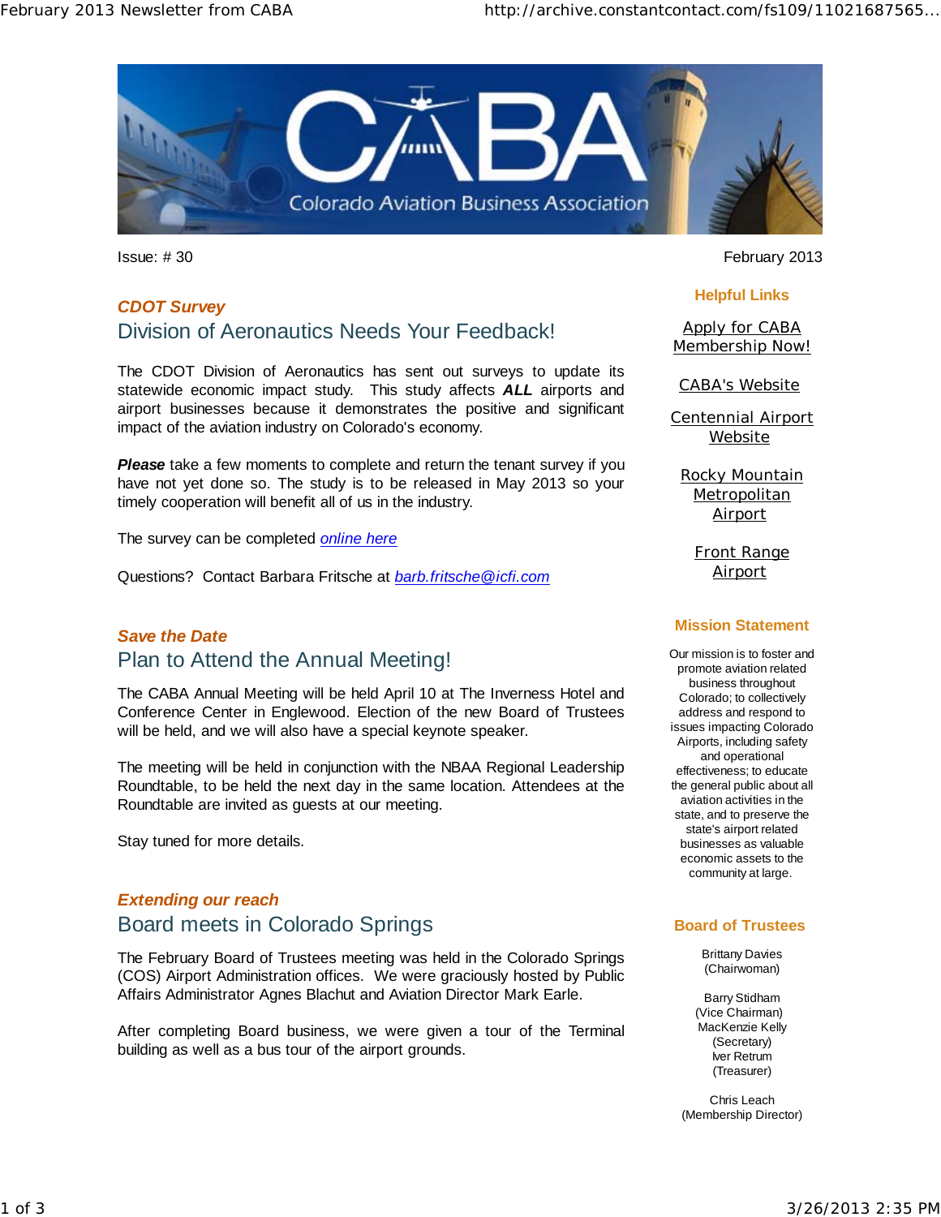# CABA — Colorado Aviation Business Association

Issue: # 30

February 2013

*CDOT Survey*

## Division of Aeronautics Needs Your Feedback!

The CDOT Division of Aeronautics has sent out surveys to update its statewide economic impact study. This study affects ***ALL*** airports and airport businesses because it demonstrates the positive and significant impact of the aviation industry on Colorado's economy.

***Please*** take a few moments to complete and return the tenant survey if you have not yet done so. The study is to be released in May 2013 so your timely cooperation will benefit all of us in the industry.

The survey can be completed *online here*

Questions? Contact Barbara Fritsche at *barb.fritsche@icfi.com*

*Save the Date*

## Plan to Attend the Annual Meeting!

The CABA Annual Meeting will be held April 10 at The Inverness Hotel and Conference Center in Englewood. Election of the new Board of Trustees will be held, and we will also have a special keynote speaker.

The meeting will be held in conjunction with the NBAA Regional Leadership Roundtable, to be held the next day in the same location. Attendees at the Roundtable are invited as guests at our meeting.

Stay tuned for more details.

*Extending our reach*

## Board meets in Colorado Springs

The February Board of Trustees meeting was held in the Colorado Springs (COS) Airport Administration offices. We were graciously hosted by Public Affairs Administrator Agnes Blachut and Aviation Director Mark Earle.

After completing Board business, we were given a tour of the Terminal building as well as a bus tour of the airport grounds.

### Helpful Links

Apply for CABA Membership Now!

CABA's Website

Centennial Airport Website

Rocky Mountain Metropolitan Airport

Front Range Airport

### Mission Statement

Our mission is to foster and promote aviation related business throughout Colorado; to collectively address and respond to issues impacting Colorado Airports, including safety and operational effectiveness; to educate the general public about all aviation activities in the state, and to preserve the state's airport related businesses as valuable economic assets to the community at large.

### Board of Trustees

Brittany Davies
(Chairwoman)

Barry Stidham
(Vice Chairman)
MacKenzie Kelly
(Secretary)
Iver Retrum
(Treasurer)

Chris Leach
(Membership Director)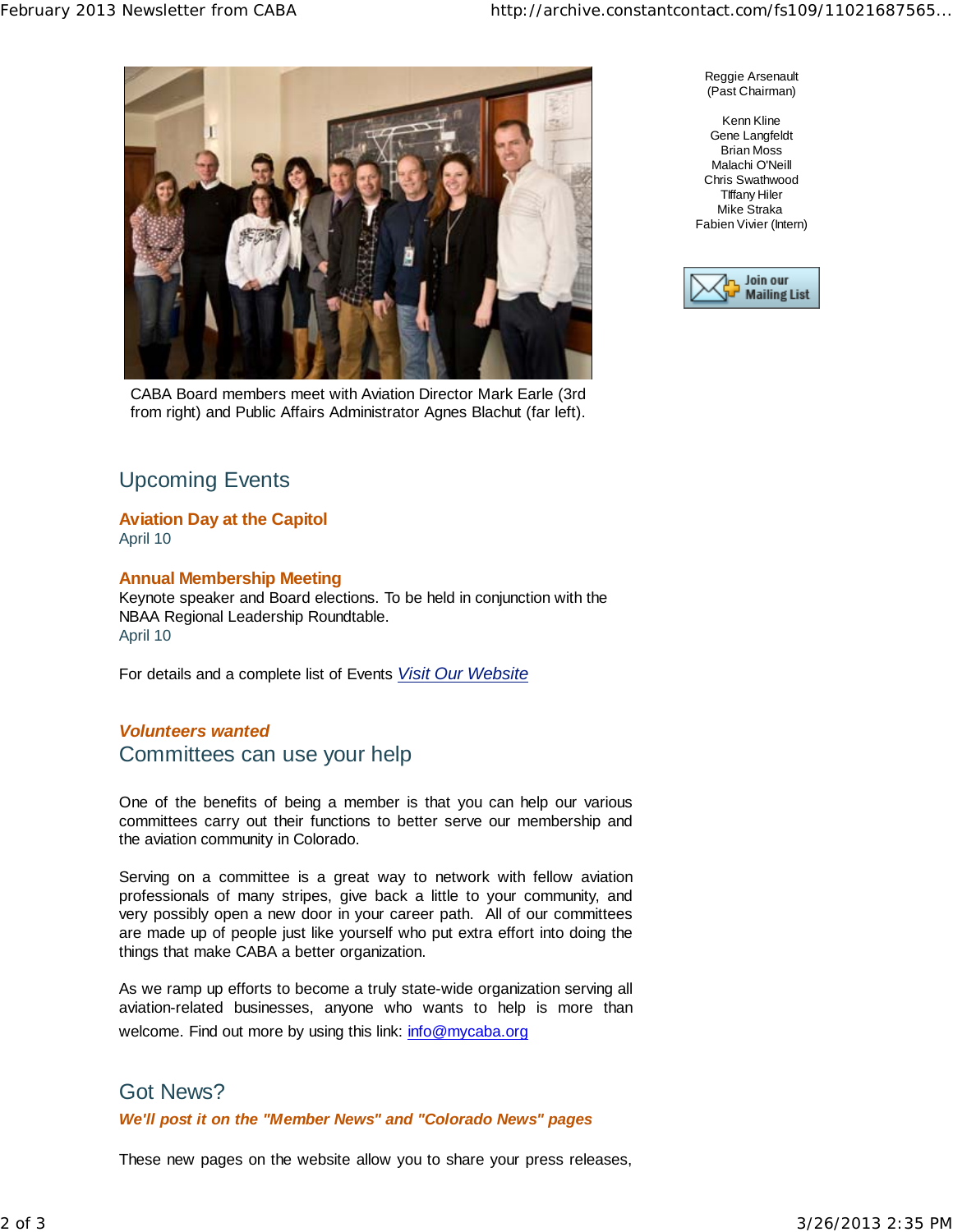CABA Board members meet with Aviation Director Mark Earle (3rd from right) and Public Affairs Administrator Agnes Blachut (far left).

Reggie Arsenault
(Past Chairman)

Kenn Kline
Gene Langfeldt
Brian Moss
Malachi O'Neill
Chris Swathwood
TIffany Hiler
Mike Straka
Fabien Vivier (Intern)

Join our Mailing List

## Upcoming Events

**Aviation Day at the Capitol**
April 10

**Annual Membership Meeting**
Keynote speaker and Board elections. To be held in conjunction with the NBAA Regional Leadership Roundtable.
April 10

For details and a complete list of Events *Visit Our Website*

***Volunteers wanted***

## Committees can use your help

One of the benefits of being a member is that you can help our various committees carry out their functions to better serve our membership and the aviation community in Colorado.

Serving on a committee is a great way to network with fellow aviation professionals of many stripes, give back a little to your community, and very possibly open a new door in your career path. All of our committees are made up of people just like yourself who put extra effort into doing the things that make CABA a better organization.

As we ramp up efforts to become a truly state-wide organization serving all aviation-related businesses, anyone who wants to help is more than welcome. Find out more by using this link: info@mycaba.org

## Got News?

***We'll post it on the "Member News" and "Colorado News" pages***

These new pages on the website allow you to share your press releases,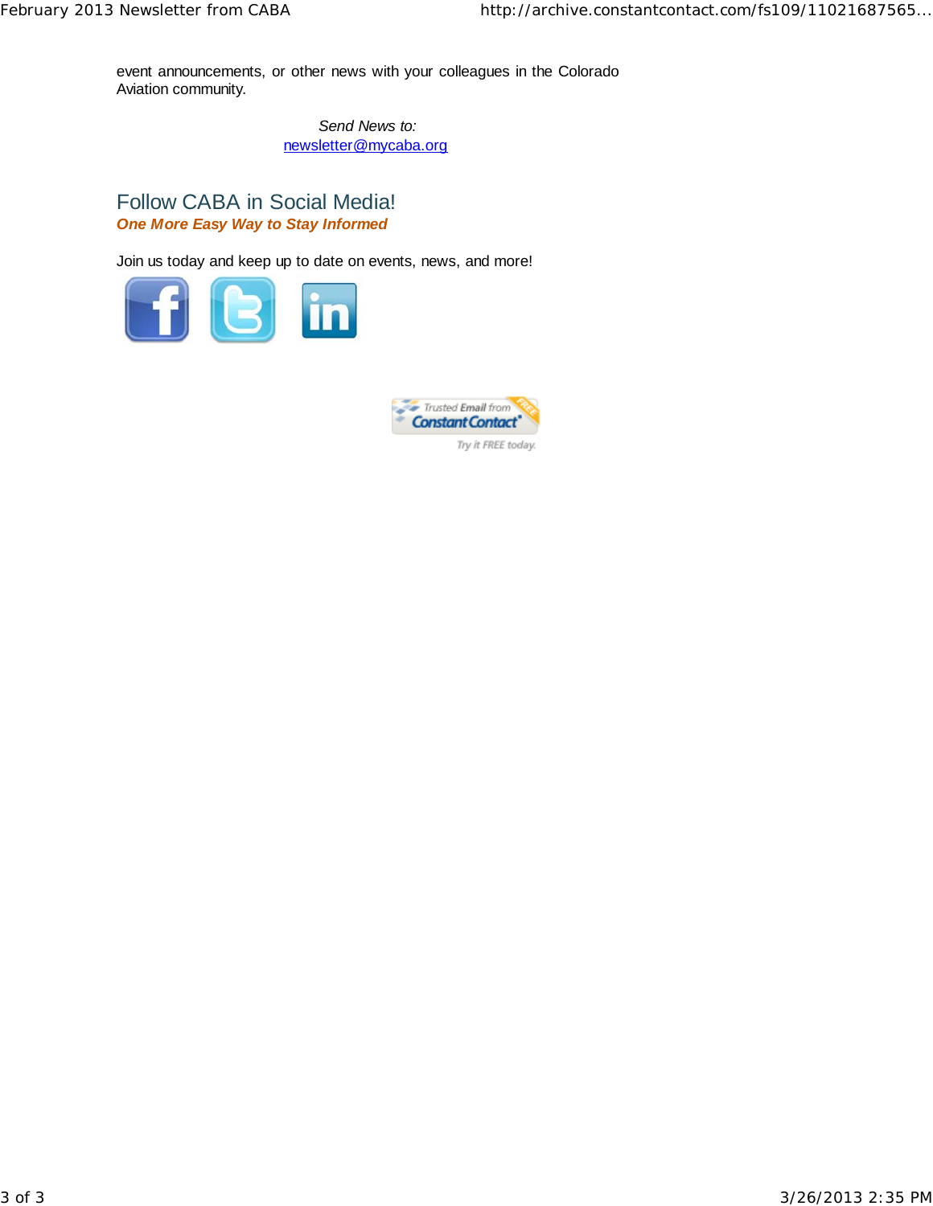event announcements, or other news with your colleagues in the Colorado Aviation community.

*Send News to:*
newsletter@mycaba.org

## Follow CABA in Social Media!

***One More Easy Way to Stay Informed***

Join us today and keep up to date on events, news, and more!